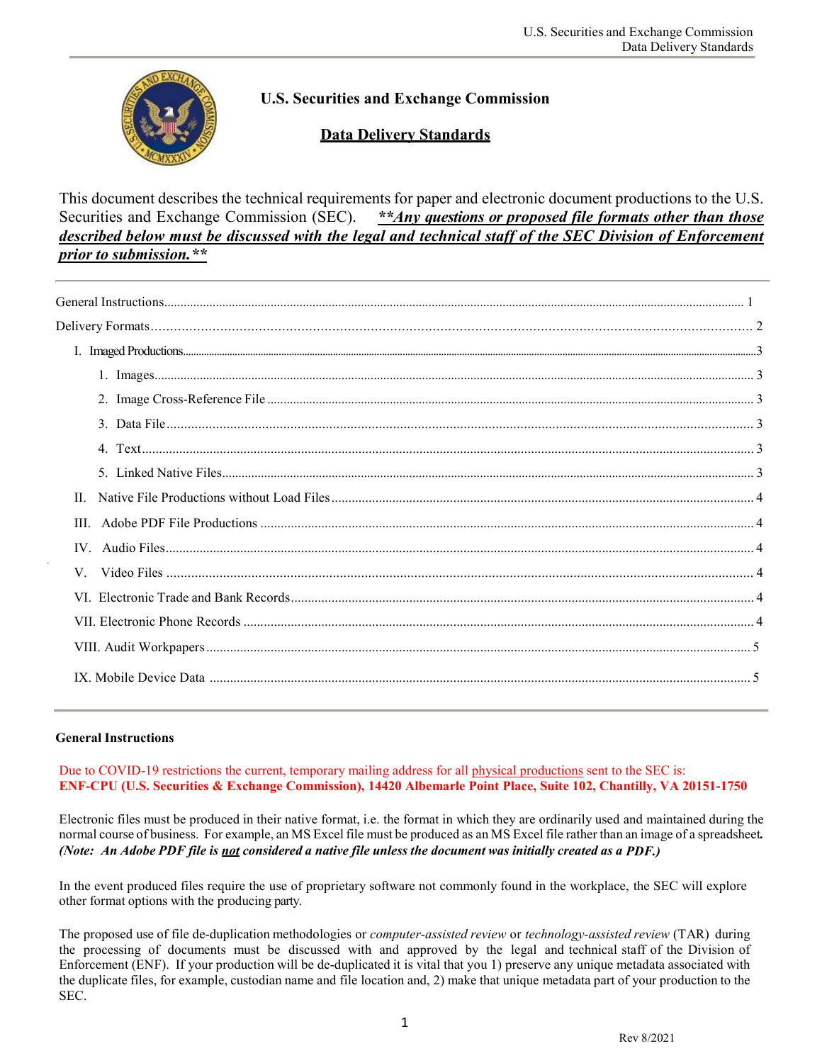# U.S. Securities and Exchange Commission

## Data Delivery Standards

This document describes the technical requirements for paper and electronic document productions to the U.S. Securities and Exchange Commission (SEC). ***\*\*Any questions or proposed file formats other than those described below must be discussed with the legal and technical staff of the SEC Division of Enforcement prior to submission.\*\****

General Instructions ........ 1

Delivery Formats ........ 2

- I. Imaged Productions ........ 3
  1. Images ........ 3
  2. Image Cross-Reference File ........ 3
  3. Data File ........ 3
  4. Text ........ 3
  5. Linked Native Files ........ 3
- II. Native File Productions without Load Files ........ 4
- III. Adobe PDF File Productions ........ 4
- IV. Audio Files ........ 4
- V. Video Files ........ 4
- VI. Electronic Trade and Bank Records ........ 4
- VII. Electronic Phone Records ........ 4
- VIII. Audit Workpapers ........ 5
- IX. Mobile Device Data ........ 5

### General Instructions

Due to COVID-19 restrictions the current, temporary mailing address for all physical productions sent to the SEC is:
**ENF-CPU (U.S. Securities & Exchange Commission), 14420 Albemarle Point Place, Suite 102, Chantilly, VA 20151-1750**

Electronic files must be produced in their native format, i.e. the format in which they are ordinarily used and maintained during the normal course of business. For example, an MS Excel file must be produced as an MS Excel file rather than an image of a spreadsheet. ***(Note: An Adobe PDF file is not considered a native file unless the document was initially created as a PDF.)***

In the event produced files require the use of proprietary software not commonly found in the workplace, the SEC will explore other format options with the producing party.

The proposed use of file de-duplication methodologies or *computer-assisted review* or *technology-assisted review* (TAR) during the processing of documents must be discussed with and approved by the legal and technical staff of the Division of Enforcement (ENF). If your production will be de-duplicated it is vital that you 1) preserve any unique metadata associated with the duplicate files, for example, custodian name and file location and, 2) make that unique metadata part of your production to the SEC.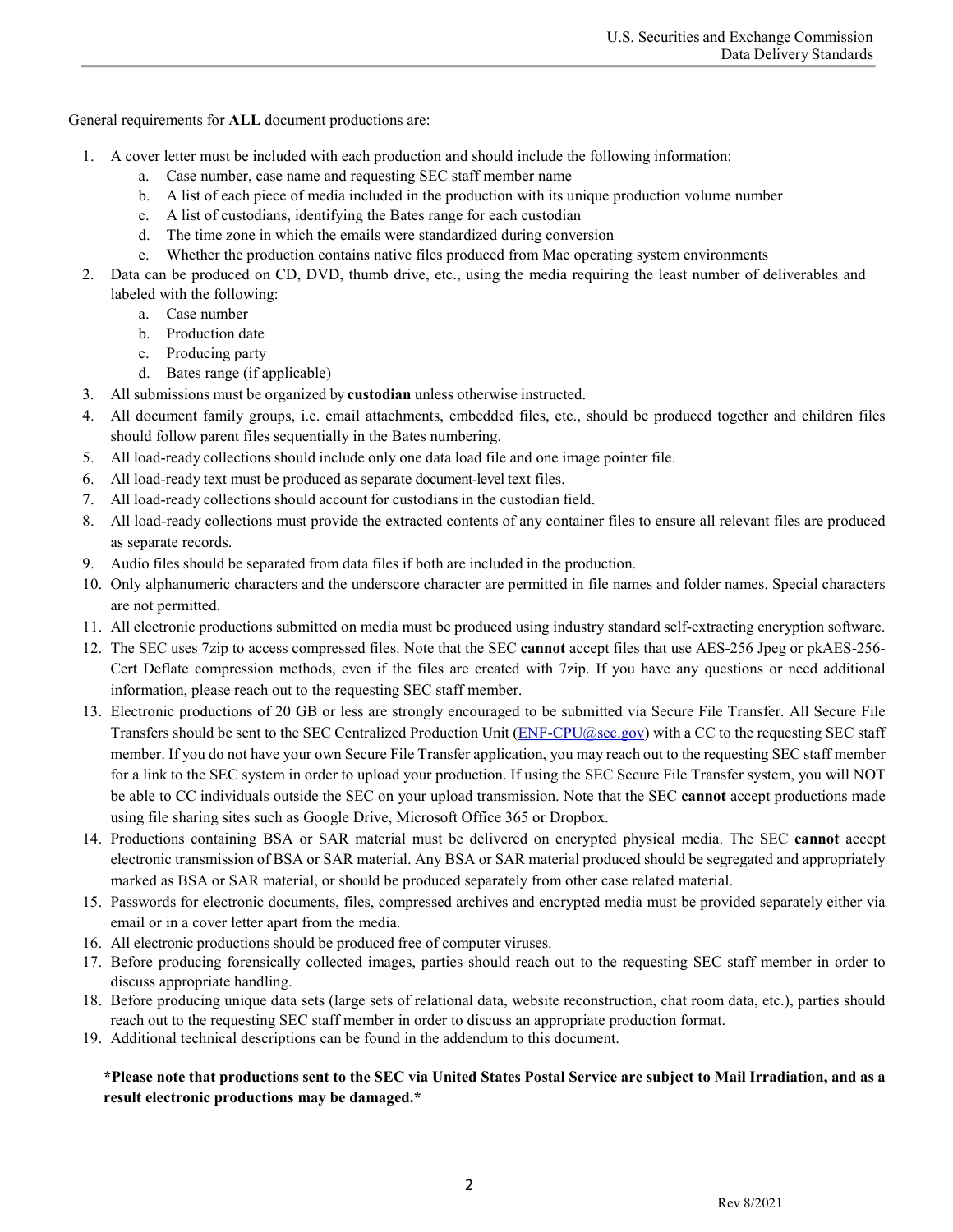General requirements for **ALL** document productions are:

1. A cover letter must be included with each production and should include the following information:
    a. Case number, case name and requesting SEC staff member name
    b. A list of each piece of media included in the production with its unique production volume number
    c. A list of custodians, identifying the Bates range for each custodian
    d. The time zone in which the emails were standardized during conversion
    e. Whether the production contains native files produced from Mac operating system environments
2. Data can be produced on CD, DVD, thumb drive, etc., using the media requiring the least number of deliverables and labeled with the following:
    a. Case number
    b. Production date
    c. Producing party
    d. Bates range (if applicable)
3. All submissions must be organized by **custodian** unless otherwise instructed.
4. All document family groups, i.e. email attachments, embedded files, etc., should be produced together and children files should follow parent files sequentially in the Bates numbering.
5. All load-ready collections should include only one data load file and one image pointer file.
6. All load-ready text must be produced as separate document-level text files.
7. All load-ready collections should account for custodians in the custodian field.
8. All load-ready collections must provide the extracted contents of any container files to ensure all relevant files are produced as separate records.
9. Audio files should be separated from data files if both are included in the production.
10. Only alphanumeric characters and the underscore character are permitted in file names and folder names. Special characters are not permitted.
11. All electronic productions submitted on media must be produced using industry standard self-extracting encryption software.
12. The SEC uses 7zip to access compressed files. Note that the SEC **cannot** accept files that use AES-256 Jpeg or pkAES-256-Cert Deflate compression methods, even if the files are created with 7zip. If you have any questions or need additional information, please reach out to the requesting SEC staff member.
13. Electronic productions of 20 GB or less are strongly encouraged to be submitted via Secure File Transfer. All Secure File Transfers should be sent to the SEC Centralized Production Unit (ENF-CPU@sec.gov) with a CC to the requesting SEC staff member. If you do not have your own Secure File Transfer application, you may reach out to the requesting SEC staff member for a link to the SEC system in order to upload your production. If using the SEC Secure File Transfer system, you will NOT be able to CC individuals outside the SEC on your upload transmission. Note that the SEC **cannot** accept productions made using file sharing sites such as Google Drive, Microsoft Office 365 or Dropbox.
14. Productions containing BSA or SAR material must be delivered on encrypted physical media. The SEC **cannot** accept electronic transmission of BSA or SAR material. Any BSA or SAR material produced should be segregated and appropriately marked as BSA or SAR material, or should be produced separately from other case related material.
15. Passwords for electronic documents, files, compressed archives and encrypted media must be provided separately either via email or in a cover letter apart from the media.
16. All electronic productions should be produced free of computer viruses.
17. Before producing forensically collected images, parties should reach out to the requesting SEC staff member in order to discuss appropriate handling.
18. Before producing unique data sets (large sets of relational data, website reconstruction, chat room data, etc.), parties should reach out to the requesting SEC staff member in order to discuss an appropriate production format.
19. Additional technical descriptions can be found in the addendum to this document.

**\*Please note that productions sent to the SEC via United States Postal Service are subject to Mail Irradiation, and as a result electronic productions may be damaged.\***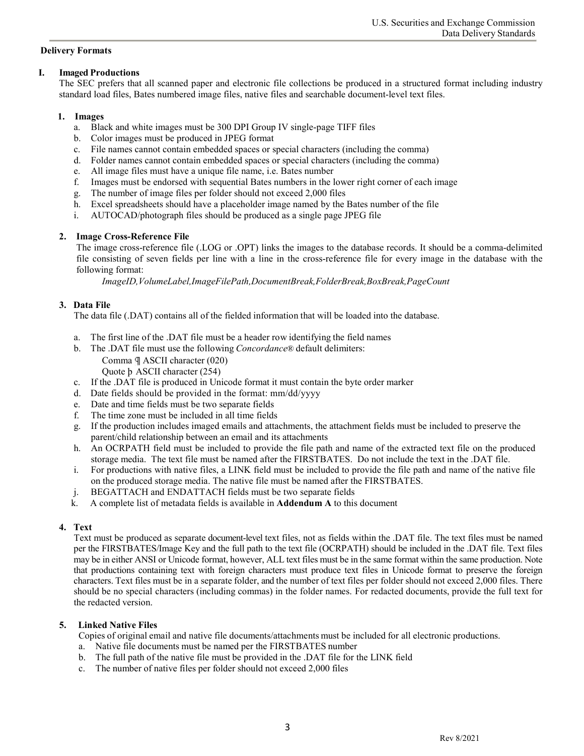## Delivery Formats

### I. Imaged Productions

The SEC prefers that all scanned paper and electronic file collections be produced in a structured format including industry standard load files, Bates numbered image files, native files and searchable document-level text files.

#### 1. Images

a. Black and white images must be 300 DPI Group IV single-page TIFF files
b. Color images must be produced in JPEG format
c. File names cannot contain embedded spaces or special characters (including the comma)
d. Folder names cannot contain embedded spaces or special characters (including the comma)
e. All image files must have a unique file name, i.e. Bates number
f. Images must be endorsed with sequential Bates numbers in the lower right corner of each image
g. The number of image files per folder should not exceed 2,000 files
h. Excel spreadsheets should have a placeholder image named by the Bates number of the file
i. AUTOCAD/photograph files should be produced as a single page JPEG file

#### 2. Image Cross-Reference File

The image cross-reference file (.LOG or .OPT) links the images to the database records. It should be a comma-delimited file consisting of seven fields per line with a line in the cross-reference file for every image in the database with the following format:

*ImageID,VolumeLabel,ImageFilePath,DocumentBreak,FolderBreak,BoxBreak,PageCount*

#### 3. Data File

The data file (.DAT) contains all of the fielded information that will be loaded into the database.

a. The first line of the .DAT file must be a header row identifying the field names
b. The .DAT file must use the following *Concordance®* default delimiters:
   Comma ¶ ASCII character (020)
   Quote þ ASCII character (254)
c. If the .DAT file is produced in Unicode format it must contain the byte order marker
d. Date fields should be provided in the format: mm/dd/yyyy
e. Date and time fields must be two separate fields
f. The time zone must be included in all time fields
g. If the production includes imaged emails and attachments, the attachment fields must be included to preserve the parent/child relationship between an email and its attachments
h. An OCRPATH field must be included to provide the file path and name of the extracted text file on the produced storage media. The text file must be named after the FIRSTBATES. Do not include the text in the .DAT file.
i. For productions with native files, a LINK field must be included to provide the file path and name of the native file on the produced storage media. The native file must be named after the FIRSTBATES.
j. BEGATTACH and ENDATTACH fields must be two separate fields
k. A complete list of metadata fields is available in **Addendum A** to this document

#### 4. Text

Text must be produced as separate document-level text files, not as fields within the .DAT file. The text files must be named per the FIRSTBATES/Image Key and the full path to the text file (OCRPATH) should be included in the .DAT file. Text files may be in either ANSI or Unicode format, however, ALL text files must be in the same format within the same production. Note that productions containing text with foreign characters must produce text files in Unicode format to preserve the foreign characters. Text files must be in a separate folder, and the number of text files per folder should not exceed 2,000 files. There should be no special characters (including commas) in the folder names. For redacted documents, provide the full text for the redacted version.

#### 5. Linked Native Files

Copies of original email and native file documents/attachments must be included for all electronic productions.

a. Native file documents must be named per the FIRSTBATES number
b. The full path of the native file must be provided in the .DAT file for the LINK field
c. The number of native files per folder should not exceed 2,000 files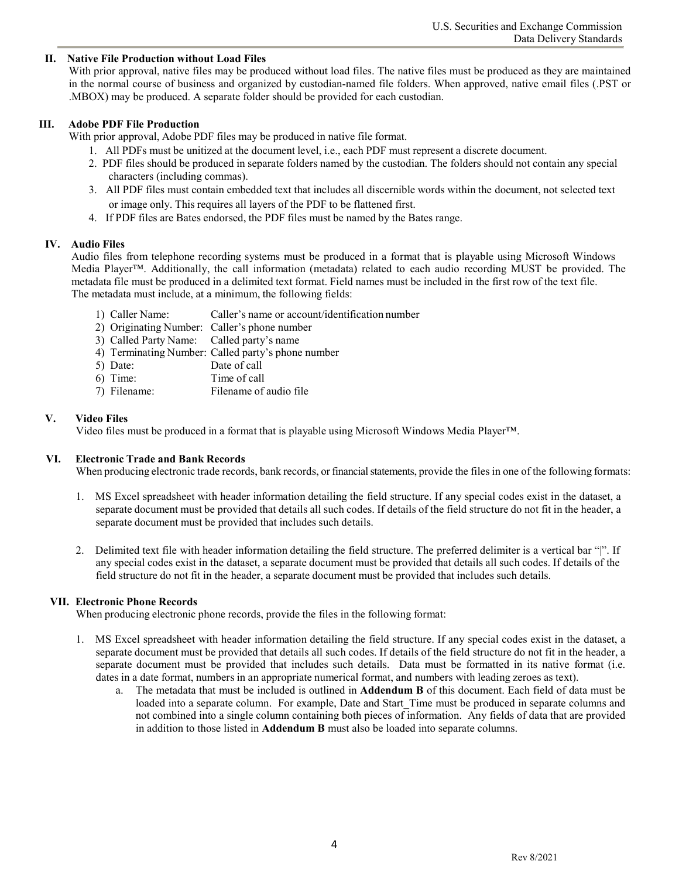## II. Native File Production without Load Files

With prior approval, native files may be produced without load files. The native files must be produced as they are maintained in the normal course of business and organized by custodian-named file folders. When approved, native email files (.PST or .MBOX) may be produced. A separate folder should be provided for each custodian.

## III. Adobe PDF File Production

With prior approval, Adobe PDF files may be produced in native file format.

1. All PDFs must be unitized at the document level, i.e., each PDF must represent a discrete document.
2. PDF files should be produced in separate folders named by the custodian. The folders should not contain any special characters (including commas).
3. All PDF files must contain embedded text that includes all discernible words within the document, not selected text or image only. This requires all layers of the PDF to be flattened first.
4. If PDF files are Bates endorsed, the PDF files must be named by the Bates range.

## IV. Audio Files

Audio files from telephone recording systems must be produced in a format that is playable using Microsoft Windows Media Player™. Additionally, the call information (metadata) related to each audio recording MUST be provided. The metadata file must be produced in a delimited text format. Field names must be included in the first row of the text file. The metadata must include, at a minimum, the following fields:

1) Caller Name: Caller's name or account/identification number
2) Originating Number: Caller's phone number
3) Called Party Name: Called party's name
4) Terminating Number: Called party's phone number
5) Date: Date of call
6) Time: Time of call
7) Filename: Filename of audio file

## V. Video Files

Video files must be produced in a format that is playable using Microsoft Windows Media Player™.

## VI. Electronic Trade and Bank Records

When producing electronic trade records, bank records, or financial statements, provide the files in one of the following formats:

1. MS Excel spreadsheet with header information detailing the field structure. If any special codes exist in the dataset, a separate document must be provided that details all such codes. If details of the field structure do not fit in the header, a separate document must be provided that includes such details.

2. Delimited text file with header information detailing the field structure. The preferred delimiter is a vertical bar "|". If any special codes exist in the dataset, a separate document must be provided that details all such codes. If details of the field structure do not fit in the header, a separate document must be provided that includes such details.

## VII. Electronic Phone Records

When producing electronic phone records, provide the files in the following format:

1. MS Excel spreadsheet with header information detailing the field structure. If any special codes exist in the dataset, a separate document must be provided that details all such codes. If details of the field structure do not fit in the header, a separate document must be provided that includes such details. Data must be formatted in its native format (i.e. dates in a date format, numbers in an appropriate numerical format, and numbers with leading zeroes as text).
   a. The metadata that must be included is outlined in **Addendum B** of this document. Each field of data must be loaded into a separate column. For example, Date and Start_Time must be produced in separate columns and not combined into a single column containing both pieces of information. Any fields of data that are provided in addition to those listed in **Addendum B** must also be loaded into separate columns.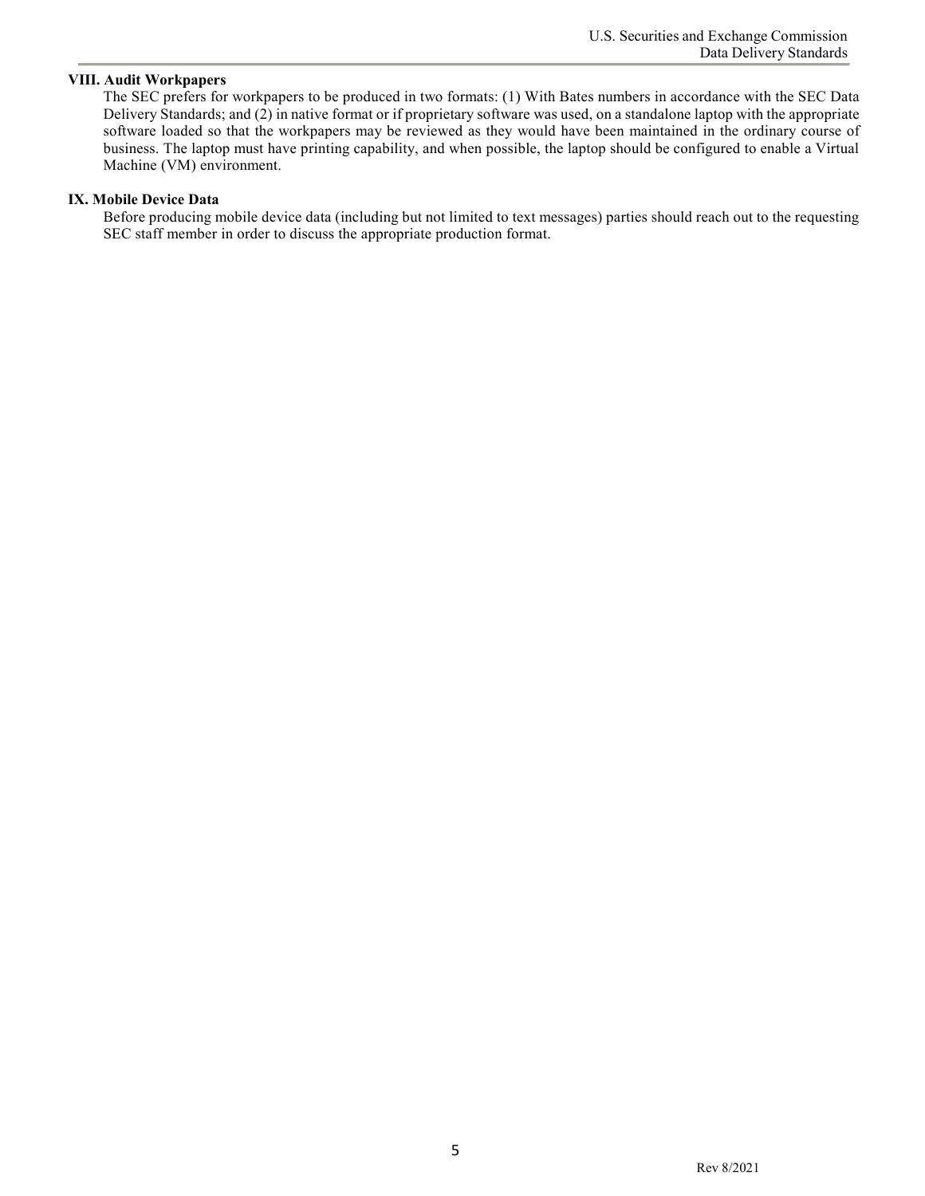## VIII. Audit Workpapers

The SEC prefers for workpapers to be produced in two formats: (1) With Bates numbers in accordance with the SEC Data Delivery Standards; and (2) in native format or if proprietary software was used, on a standalone laptop with the appropriate software loaded so that the workpapers may be reviewed as they would have been maintained in the ordinary course of business. The laptop must have printing capability, and when possible, the laptop should be configured to enable a Virtual Machine (VM) environment.

## IX. Mobile Device Data

Before producing mobile device data (including but not limited to text messages) parties should reach out to the requesting SEC staff member in order to discuss the appropriate production format.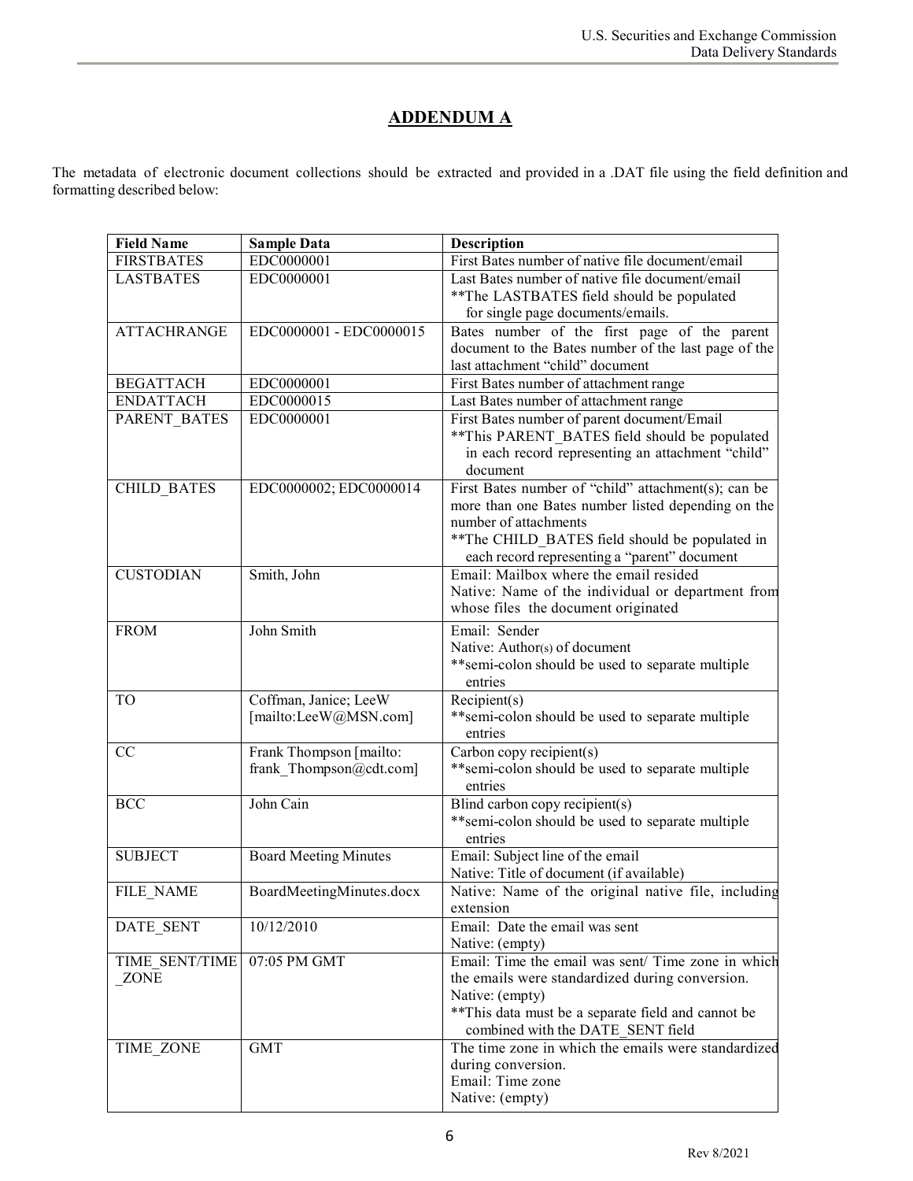## ADDENDUM A

The metadata of electronic document collections should be extracted and provided in a .DAT file using the field definition and formatting described below:

| Field Name | Sample Data | Description |
|---|---|---|
| FIRSTBATES | EDC0000001 | First Bates number of native file document/email |
| LASTBATES | EDC0000001 | Last Bates number of native file document/email<br>**The LASTBATES field should be populated for single page documents/emails. |
| ATTACHRANGE | EDC0000001 - EDC0000015 | Bates number of the first page of the parent document to the Bates number of the last page of the last attachment "child" document |
| BEGATTACH | EDC0000001 | First Bates number of attachment range |
| ENDATTACH | EDC0000015 | Last Bates number of attachment range |
| PARENT_BATES | EDC0000001 | First Bates number of parent document/Email<br>**This PARENT_BATES field should be populated in each record representing an attachment "child" document |
| CHILD_BATES | EDC0000002; EDC0000014 | First Bates number of "child" attachment(s); can be more than one Bates number listed depending on the number of attachments<br>**The CHILD_BATES field should be populated in each record representing a "parent" document |
| CUSTODIAN | Smith, John | Email: Mailbox where the email resided<br>Native: Name of the individual or department from whose files the document originated |
| FROM | John Smith | Email: Sender<br>Native: Author(s) of document<br>**semi-colon should be used to separate multiple entries |
| TO | Coffman, Janice; LeeW [mailto:LeeW@MSN.com] | Recipient(s)<br>**semi-colon should be used to separate multiple entries |
| CC | Frank Thompson [mailto: frank_Thompson@cdt.com] | Carbon copy recipient(s)<br>**semi-colon should be used to separate multiple entries |
| BCC | John Cain | Blind carbon copy recipient(s)<br>**semi-colon should be used to separate multiple entries |
| SUBJECT | Board Meeting Minutes | Email: Subject line of the email<br>Native: Title of document (if available) |
| FILE_NAME | BoardMeetingMinutes.docx | Native: Name of the original native file, including extension |
| DATE_SENT | 10/12/2010 | Email: Date the email was sent<br>Native: (empty) |
| TIME_SENT/TIME_ZONE | 07:05 PM GMT | Email: Time the email was sent/ Time zone in which the emails were standardized during conversion.<br>Native: (empty)<br>**This data must be a separate field and cannot be combined with the DATE_SENT field |
| TIME_ZONE | GMT | The time zone in which the emails were standardized during conversion.<br>Email: Time zone<br>Native: (empty) |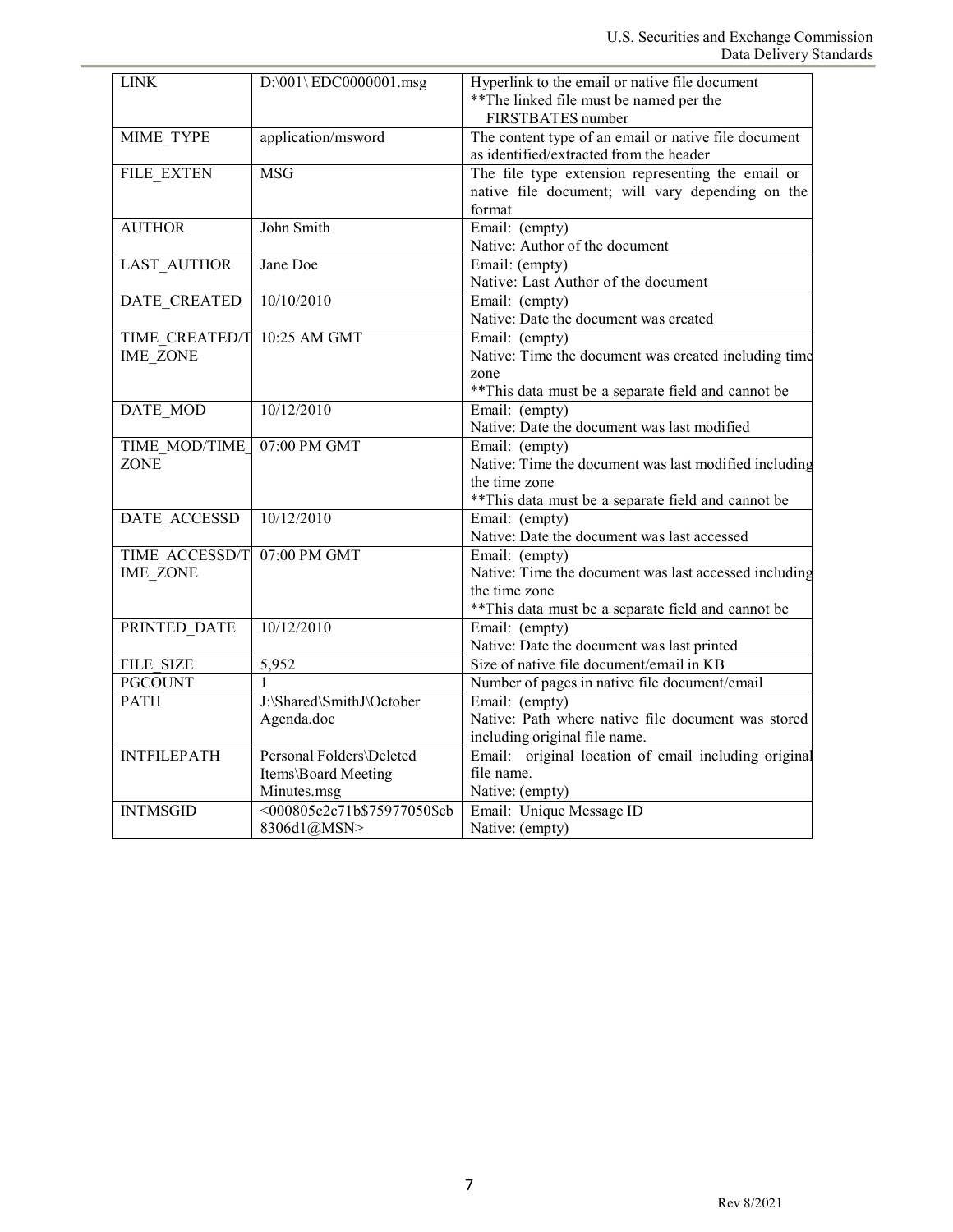| LINK | D:\001\ EDC0000001.msg | Hyperlink to the email or native file document<br>**The linked file must be named per the FIRSTBATES number |
| --- | --- | --- |
| MIME_TYPE | application/msword | The content type of an email or native file document as identified/extracted from the header |
| FILE_EXTEN | MSG | The file type extension representing the email or native file document; will vary depending on the format |
| AUTHOR | John Smith | Email: (empty)<br>Native: Author of the document |
| LAST_AUTHOR | Jane Doe | Email: (empty)<br>Native: Last Author of the document |
| DATE_CREATED | 10/10/2010 | Email: (empty)<br>Native: Date the document was created |
| TIME_CREATED/TIME_ZONE | 10:25 AM GMT | Email: (empty)<br>Native: Time the document was created including time zone<br>**This data must be a separate field and cannot be |
| DATE_MOD | 10/12/2010 | Email: (empty)<br>Native: Date the document was last modified |
| TIME_MOD/TIME_ZONE | 07:00 PM GMT | Email: (empty)<br>Native: Time the document was last modified including the time zone<br>**This data must be a separate field and cannot be |
| DATE_ACCESSD | 10/12/2010 | Email: (empty)<br>Native: Date the document was last accessed |
| TIME_ACCESSD/TIME_ZONE | 07:00 PM GMT | Email: (empty)<br>Native: Time the document was last accessed including the time zone<br>**This data must be a separate field and cannot be |
| PRINTED_DATE | 10/12/2010 | Email: (empty)<br>Native: Date the document was last printed |
| FILE_SIZE | 5,952 | Size of native file document/email in KB |
| PGCOUNT | 1 | Number of pages in native file document/email |
| PATH | J:\Shared\SmithJ\October Agenda.doc | Email: (empty)<br>Native: Path where native file document was stored including original file name. |
| INTFILEPATH | Personal Folders\Deleted Items\Board Meeting Minutes.msg | Email: original location of email including original file name.<br>Native: (empty) |
| INTMSGID | <000805c2c71b$75977050$cb8306d1@MSN> | Email: Unique Message ID<br>Native: (empty) |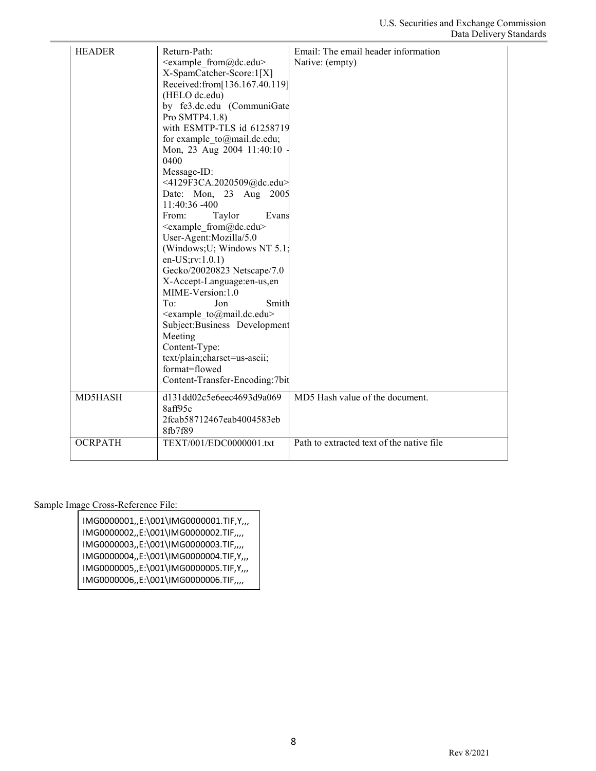| | | |
|---|---|---|
| HEADER | Return-Path: <example_from@dc.edu> X-SpamCatcher-Score:1[X] Received:from[136.167.40.119] (HELO dc.edu) by fe3.dc.edu (CommuniGate Pro SMTP4.1.8) with ESMTP-TLS id 61258719 for example_to@mail.dc.edu; Mon, 23 Aug 2004 11:40:10 -0400 Message-ID: <4129F3CA.2020509@dc.edu> Date: Mon, 23 Aug 2005 11:40:36 -400 From: Taylor Evans <example_from@dc.edu> User-Agent:Mozilla/5.0 (Windows;U; Windows NT 5.1; en-US;rv:1.0.1) Gecko/20020823 Netscape/7.0 X-Accept-Language:en-us,en MIME-Version:1.0 To: Jon Smith <example_to@mail.dc.edu> Subject:Business Development Meeting Content-Type: text/plain;charset=us-ascii; format=flowed Content-Transfer-Encoding:7bit | Email: The email header information<br>Native: (empty) |
| MD5HASH | d131dd02c5e6eec4693d9a069 8aff95c 2fcab58712467eab4004583eb 8fb7f89 | MD5 Hash value of the document. |
| OCRPATH | TEXT/001/EDC0000001.txt | Path to extracted text of the native file |

Sample Image Cross-Reference File:

```
IMG0000001,,E:\001\IMG0000001.TIF,Y,,,
IMG0000002,,E:\001\IMG0000002.TIF,,,,
IMG0000003,,E:\001\IMG0000003.TIF,,,,
IMG0000004,,E:\001\IMG0000004.TIF,Y,,,
IMG0000005,,E:\001\IMG0000005.TIF,Y,,,
IMG0000006,,E:\001\IMG0000006.TIF,,,,
```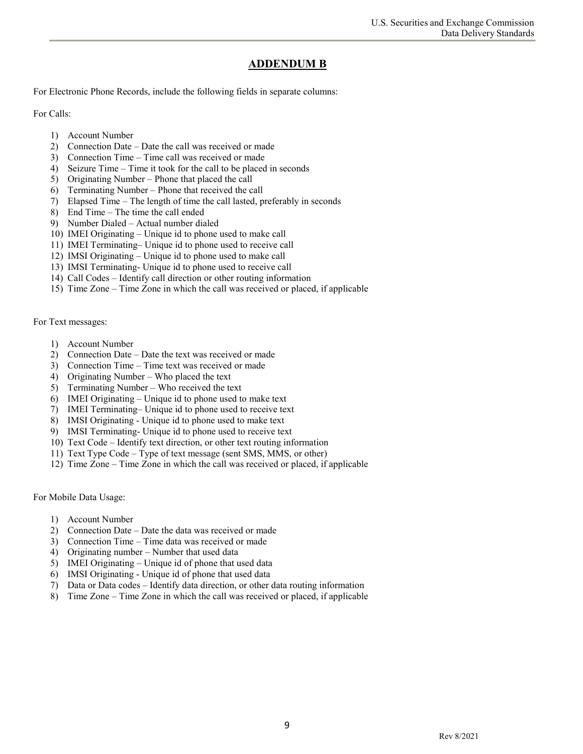## ADDENDUM B

For Electronic Phone Records, include the following fields in separate columns:

For Calls:

1) Account Number
2) Connection Date – Date the call was received or made
3) Connection Time – Time call was received or made
4) Seizure Time – Time it took for the call to be placed in seconds
5) Originating Number – Phone that placed the call
6) Terminating Number – Phone that received the call
7) Elapsed Time – The length of time the call lasted, preferably in seconds
8) End Time – The time the call ended
9) Number Dialed – Actual number dialed
10) IMEI Originating – Unique id to phone used to make call
11) IMEI Terminating– Unique id to phone used to receive call
12) IMSI Originating – Unique id to phone used to make call
13) IMSI Terminating- Unique id to phone used to receive call
14) Call Codes – Identify call direction or other routing information
15) Time Zone – Time Zone in which the call was received or placed, if applicable

For Text messages:

1) Account Number
2) Connection Date – Date the text was received or made
3) Connection Time – Time text was received or made
4) Originating Number – Who placed the text
5) Terminating Number – Who received the text
6) IMEI Originating – Unique id to phone used to make text
7) IMEI Terminating– Unique id to phone used to receive text
8) IMSI Originating - Unique id to phone used to make text
9) IMSI Terminating- Unique id to phone used to receive text
10) Text Code – Identify text direction, or other text routing information
11) Text Type Code – Type of text message (sent SMS, MMS, or other)
12) Time Zone – Time Zone in which the call was received or placed, if applicable

For Mobile Data Usage:

1) Account Number
2) Connection Date – Date the data was received or made
3) Connection Time – Time data was received or made
4) Originating number – Number that used data
5) IMEI Originating – Unique id of phone that used data
6) IMSI Originating - Unique id of phone that used data
7) Data or Data codes – Identify data direction, or other data routing information
8) Time Zone – Time Zone in which the call was received or placed, if applicable